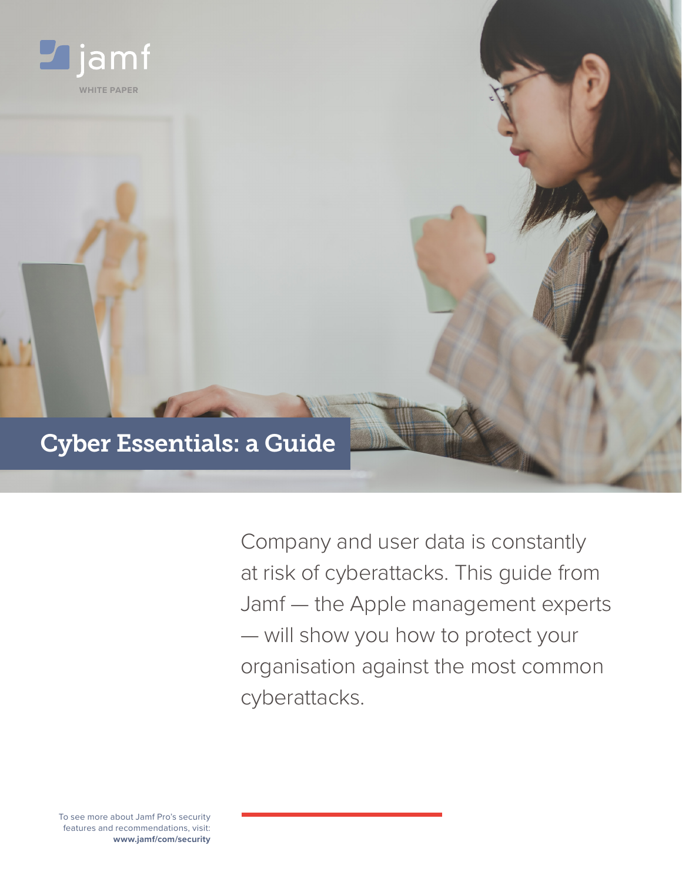jamf

WHITE PAPER

# Cyber Essentials: a Guide

Company and user data is constantly at risk of cyberattacks. This guide from Jamf — the Apple management experts — will show you how to protect your organisation against the most common cyberattacks.

To see more about Jamf Pro's security features and recommendations, visit: **www.jamf/com/security**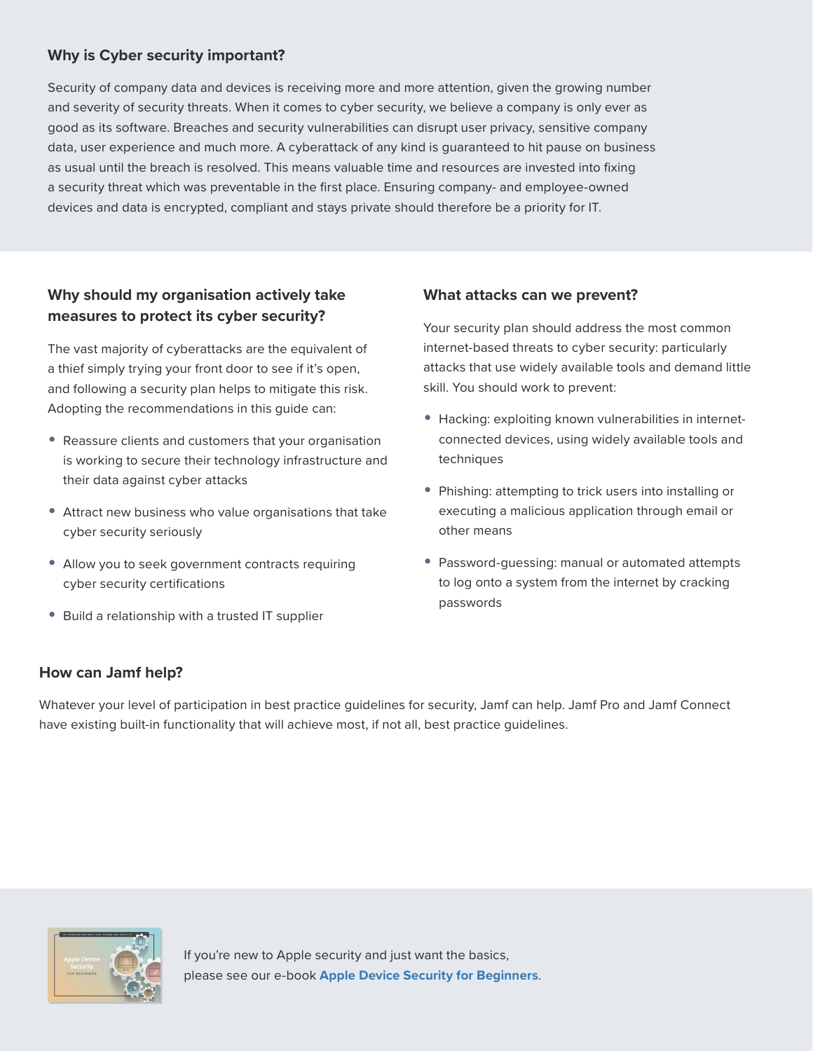## Why is Cyber security important?

Security of company data and devices is receiving more and more attention, given the growing number and severity of security threats. When it comes to cyber security, we believe a company is only ever as good as its software. Breaches and security vulnerabilities can disrupt user privacy, sensitive company data, user experience and much more. A cyberattack of any kind is guaranteed to hit pause on business as usual until the breach is resolved. This means valuable time and resources are invested into fixing a security threat which was preventable in the first place. Ensuring company- and employee-owned devices and data is encrypted, compliant and stays private should therefore be a priority for IT.

## Why should my organisation actively take measures to protect its cyber security?

The vast majority of cyberattacks are the equivalent of a thief simply trying your front door to see if it's open, and following a security plan helps to mitigate this risk. Adopting the recommendations in this guide can:

- Reassure clients and customers that your organisation is working to secure their technology infrastructure and their data against cyber attacks
- Attract new business who value organisations that take cyber security seriously
- Allow you to seek government contracts requiring cyber security certifications
- Build a relationship with a trusted IT supplier

## What attacks can we prevent?

Your security plan should address the most common internet-based threats to cyber security: particularly attacks that use widely available tools and demand little skill. You should work to prevent:

- Hacking: exploiting known vulnerabilities in internet-connected devices, using widely available tools and techniques
- Phishing: attempting to trick users into installing or executing a malicious application through email or other means
- Password-guessing: manual or automated attempts to log onto a system from the internet by cracking passwords

## How can Jamf help?

Whatever your level of participation in best practice guidelines for security, Jamf can help. Jamf Pro and Jamf Connect have existing built-in functionality that will achieve most, if not all, best practice guidelines.

If you're new to Apple security and just want the basics, please see our e-book **Apple Device Security for Beginners**.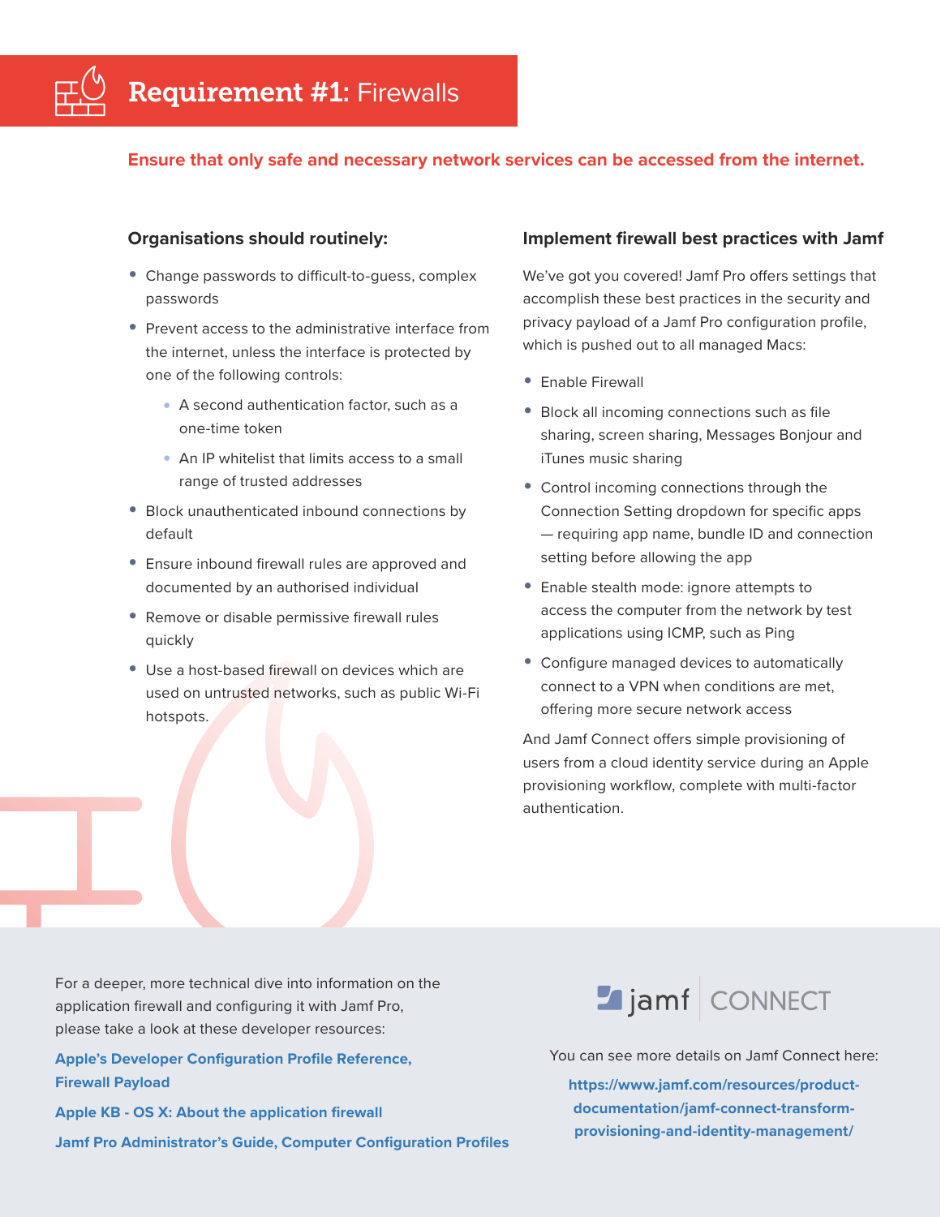# **Requirement #1:** Firewalls

**Ensure that only safe and necessary network services can be accessed from the internet.**

### Organisations should routinely:

- Change passwords to difficult-to-guess, complex passwords
- Prevent access to the administrative interface from the internet, unless the interface is protected by one of the following controls:
  - A second authentication factor, such as a one-time token
  - An IP whitelist that limits access to a small range of trusted addresses
- Block unauthenticated inbound connections by default
- Ensure inbound firewall rules are approved and documented by an authorised individual
- Remove or disable permissive firewall rules quickly
- Use a host-based firewall on devices which are used on untrusted networks, such as public Wi-Fi hotspots.

### Implement firewall best practices with Jamf

We've got you covered! Jamf Pro offers settings that accomplish these best practices in the security and privacy payload of a Jamf Pro configuration profile, which is pushed out to all managed Macs:

- Enable Firewall
- Block all incoming connections such as file sharing, screen sharing, Messages Bonjour and iTunes music sharing
- Control incoming connections through the Connection Setting dropdown for specific apps — requiring app name, bundle ID and connection setting before allowing the app
- Enable stealth mode: ignore attempts to access the computer from the network by test applications using ICMP, such as Ping
- Configure managed devices to automatically connect to a VPN when conditions are met, offering more secure network access

And Jamf Connect offers simple provisioning of users from a cloud identity service during an Apple provisioning workflow, complete with multi-factor authentication.

For a deeper, more technical dive into information on the application firewall and configuring it with Jamf Pro, please take a look at these developer resources:

**Apple's Developer Configuration Profile Reference, Firewall Payload**

**Apple KB - OS X: About the application firewall**

**Jamf Pro Administrator's Guide, Computer Configuration Profiles**

jamf | CONNECT

You can see more details on Jamf Connect here:

**https://www.jamf.com/resources/product-documentation/jamf-connect-transform-provisioning-and-identity-management/**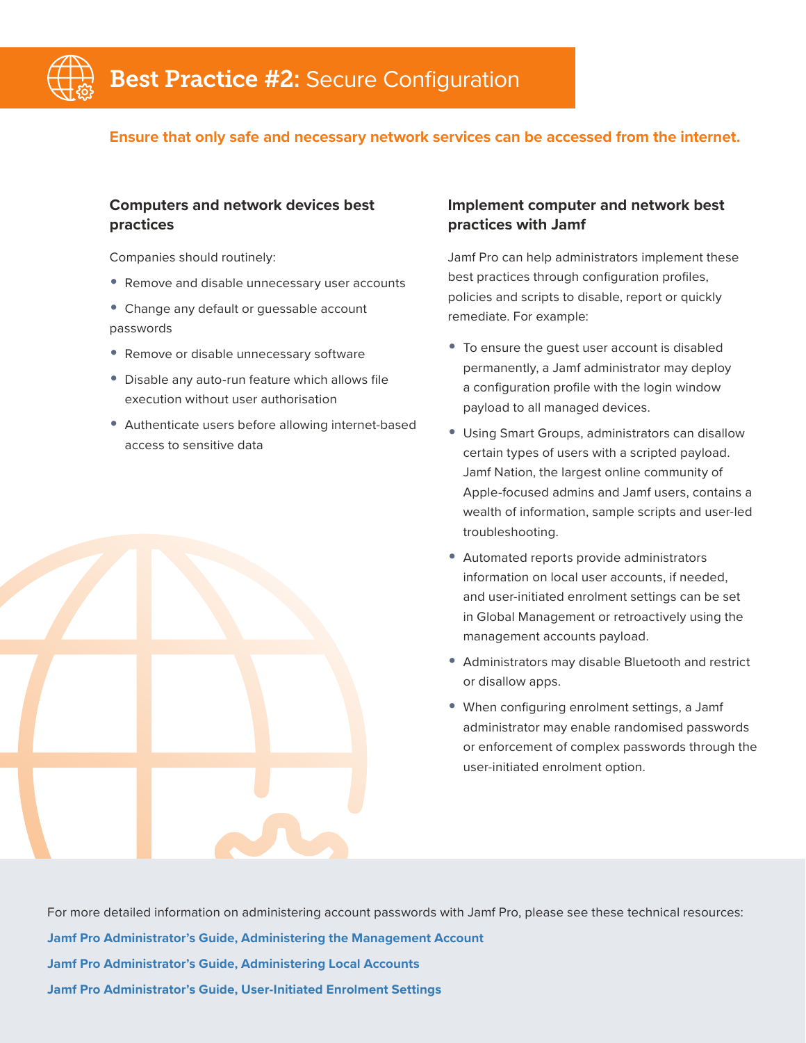# Best Practice #2: Secure Configuration

**Ensure that only safe and necessary network services can be accessed from the internet.**

### Computers and network devices best practices

Companies should routinely:

- Remove and disable unnecessary user accounts
- Change any default or guessable account passwords
- Remove or disable unnecessary software
- Disable any auto-run feature which allows file execution without user authorisation
- Authenticate users before allowing internet-based access to sensitive data

### Implement computer and network best practices with Jamf

Jamf Pro can help administrators implement these best practices through configuration profiles, policies and scripts to disable, report or quickly remediate. For example:

- To ensure the guest user account is disabled permanently, a Jamf administrator may deploy a configuration profile with the login window payload to all managed devices.
- Using Smart Groups, administrators can disallow certain types of users with a scripted payload. Jamf Nation, the largest online community of Apple-focused admins and Jamf users, contains a wealth of information, sample scripts and user-led troubleshooting.
- Automated reports provide administrators information on local user accounts, if needed, and user-initiated enrolment settings can be set in Global Management or retroactively using the management accounts payload.
- Administrators may disable Bluetooth and restrict or disallow apps.
- When configuring enrolment settings, a Jamf administrator may enable randomised passwords or enforcement of complex passwords through the user-initiated enrolment option.

For more detailed information on administering account passwords with Jamf Pro, please see these technical resources:

**Jamf Pro Administrator's Guide, Administering the Management Account**

**Jamf Pro Administrator's Guide, Administering Local Accounts**

**Jamf Pro Administrator's Guide, User-Initiated Enrolment Settings**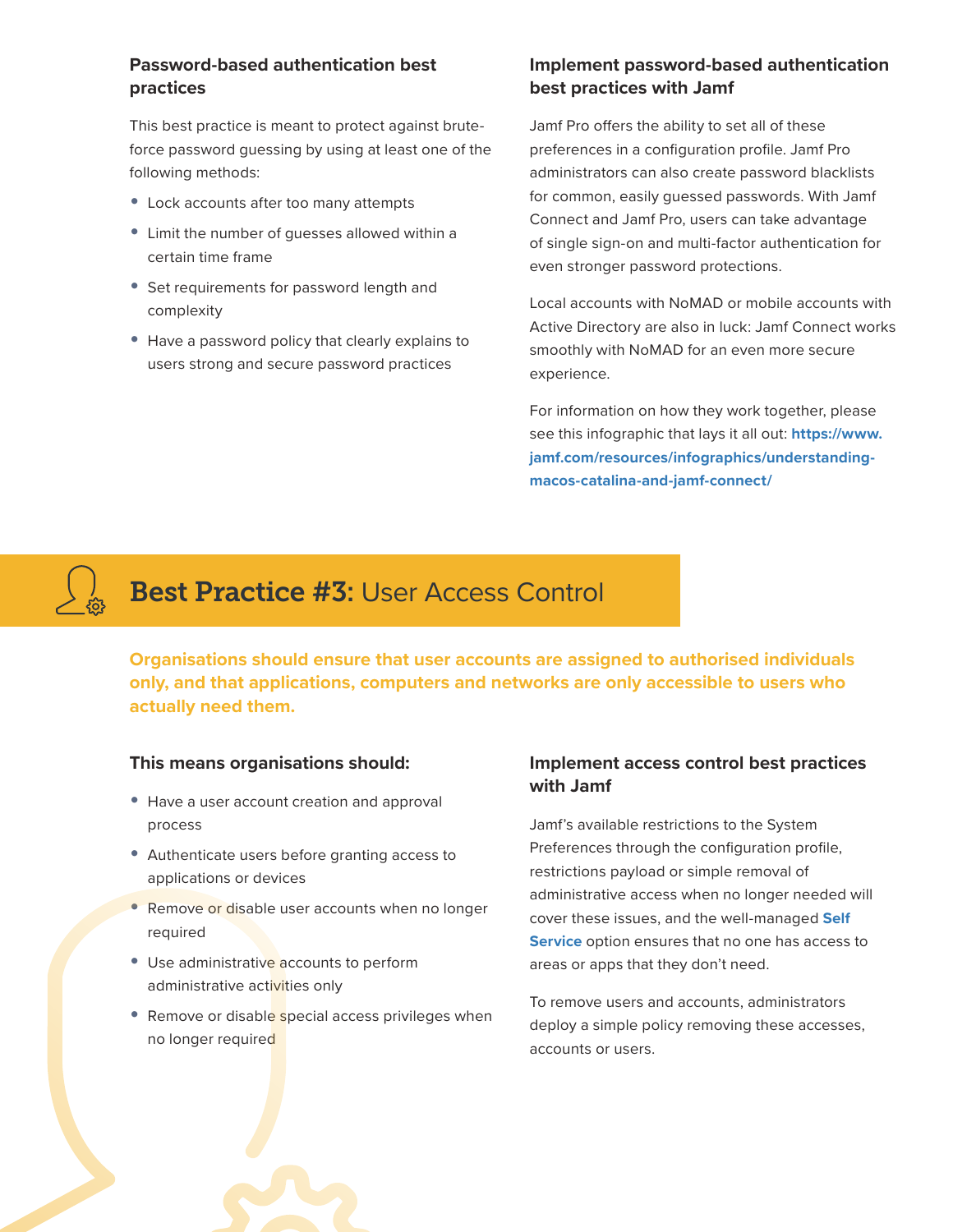### Password-based authentication best practices

This best practice is meant to protect against brute-force password guessing by using at least one of the following methods:

- Lock accounts after too many attempts
- Limit the number of guesses allowed within a certain time frame
- Set requirements for password length and complexity
- Have a password policy that clearly explains to users strong and secure password practices

### Implement password-based authentication best practices with Jamf

Jamf Pro offers the ability to set all of these preferences in a configuration profile. Jamf Pro administrators can also create password blacklists for common, easily guessed passwords. With Jamf Connect and Jamf Pro, users can take advantage of single sign-on and multi-factor authentication for even stronger password protections.

Local accounts with NoMAD or mobile accounts with Active Directory are also in luck: Jamf Connect works smoothly with NoMAD for an even more secure experience.

For information on how they work together, please see this infographic that lays it all out: **https://www.jamf.com/resources/infographics/understanding-macos-catalina-and-jamf-connect/**

## Best Practice #3: User Access Control

**Organisations should ensure that user accounts are assigned to authorised individuals only, and that applications, computers and networks are only accessible to users who actually need them.**

### This means organisations should:

- Have a user account creation and approval process
- Authenticate users before granting access to applications or devices
- Remove or disable user accounts when no longer required
- Use administrative accounts to perform administrative activities only
- Remove or disable special access privileges when no longer required

### Implement access control best practices with Jamf

Jamf's available restrictions to the System Preferences through the configuration profile, restrictions payload or simple removal of administrative access when no longer needed will cover these issues, and the well-managed **Self Service** option ensures that no one has access to areas or apps that they don't need.

To remove users and accounts, administrators deploy a simple policy removing these accesses, accounts or users.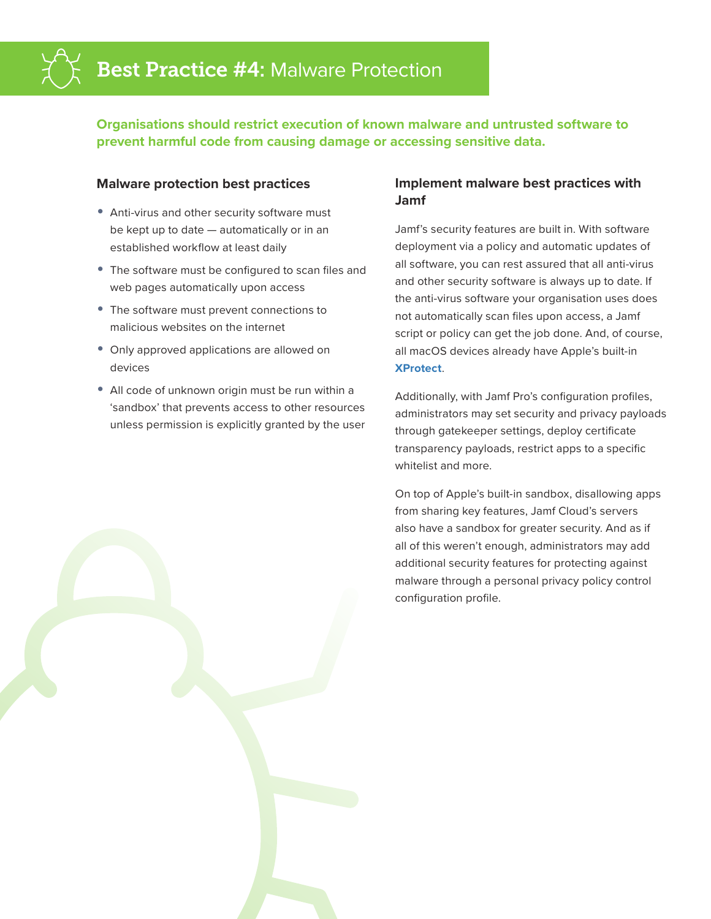# **Best Practice #4:** Malware Protection

**Organisations should restrict execution of known malware and untrusted software to prevent harmful code from causing damage or accessing sensitive data.**

## Malware protection best practices

- Anti-virus and other security software must be kept up to date — automatically or in an established workflow at least daily
- The software must be configured to scan files and web pages automatically upon access
- The software must prevent connections to malicious websites on the internet
- Only approved applications are allowed on devices
- All code of unknown origin must be run within a 'sandbox' that prevents access to other resources unless permission is explicitly granted by the user

## Implement malware best practices with Jamf

Jamf's security features are built in. With software deployment via a policy and automatic updates of all software, you can rest assured that all anti-virus and other security software is always up to date. If the anti-virus software your organisation uses does not automatically scan files upon access, a Jamf script or policy can get the job done. And, of course, all macOS devices already have Apple's built-in **XProtect**.

Additionally, with Jamf Pro's configuration profiles, administrators may set security and privacy payloads through gatekeeper settings, deploy certificate transparency payloads, restrict apps to a specific whitelist and more.

On top of Apple's built-in sandbox, disallowing apps from sharing key features, Jamf Cloud's servers also have a sandbox for greater security. And as if all of this weren't enough, administrators may add additional security features for protecting against malware through a personal privacy policy control configuration profile.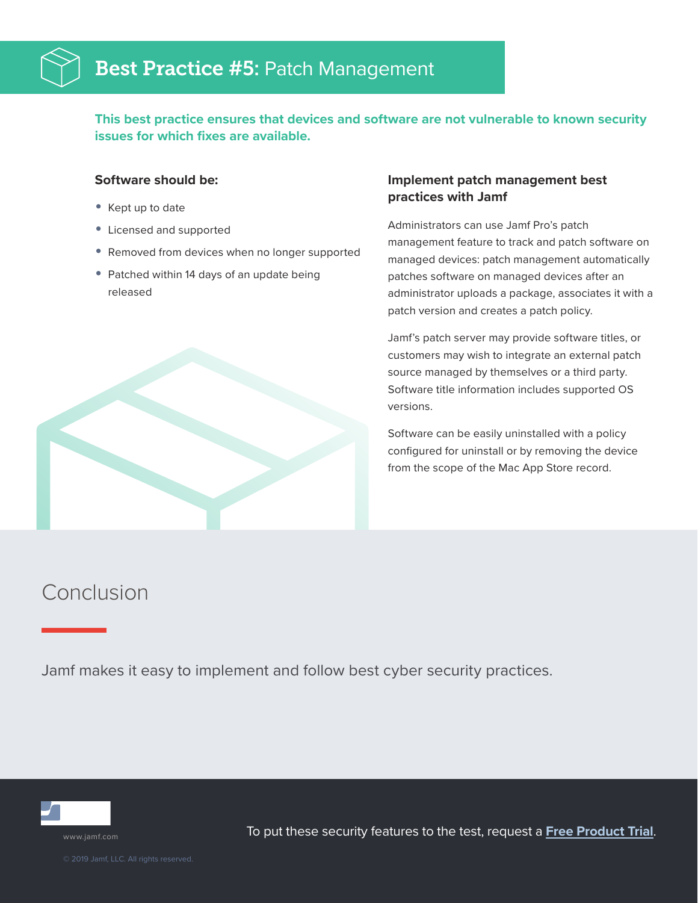# **Best Practice #5:** Patch Management

**This best practice ensures that devices and software are not vulnerable to known security issues for which fixes are available.**

### Software should be:

- Kept up to date
- Licensed and supported
- Removed from devices when no longer supported
- Patched within 14 days of an update being released

### Implement patch management best practices with Jamf

Administrators can use Jamf Pro's patch management feature to track and patch software on managed devices: patch management automatically patches software on managed devices after an administrator uploads a package, associates it with a patch version and creates a patch policy.

Jamf's patch server may provide software titles, or customers may wish to integrate an external patch source managed by themselves or a third party. Software title information includes supported OS versions.

Software can be easily uninstalled with a policy configured for uninstall or by removing the device from the scope of the Mac App Store record.

## Conclusion

Jamf makes it easy to implement and follow best cyber security practices.

www.jamf.com

© 2019 Jamf, LLC. All rights reserved.

To put these security features to the test, request a **Free Product Trial**.